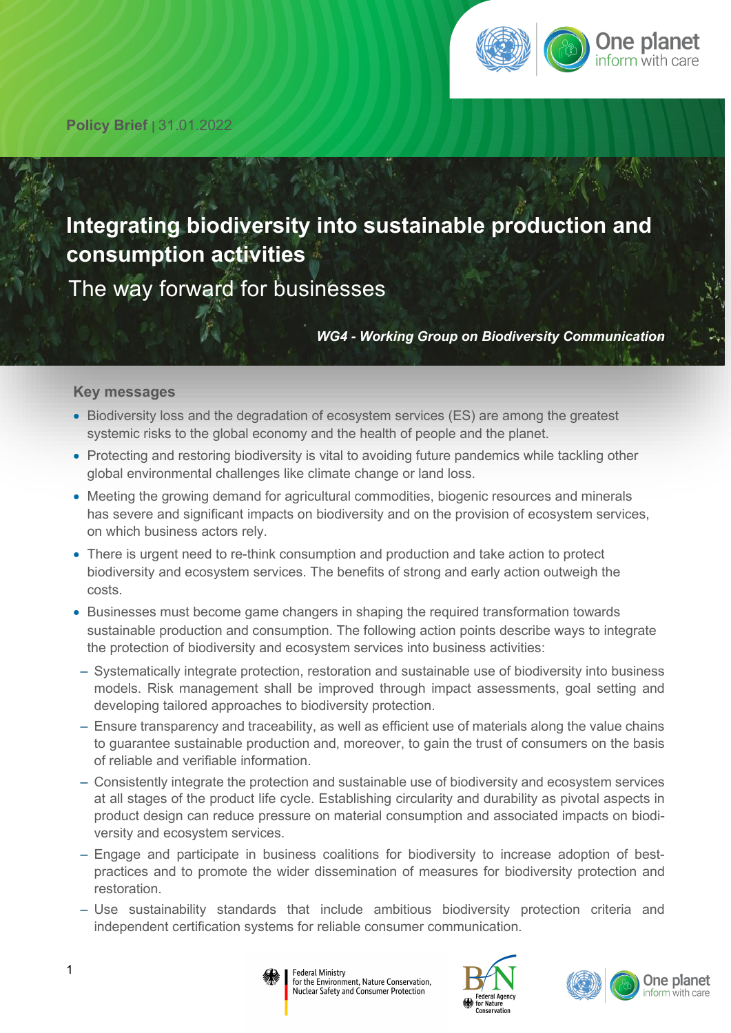Policy Brief | 31.01.2022

# Integrating biodiversity into sustainable production and consumption activities

## The way forward for businesses

***WG4 - Working Group on Biodiversity Communication***

### Key messages

- Biodiversity loss and the degradation of ecosystem services (ES) are among the greatest systemic risks to the global economy and the health of people and the planet.
- Protecting and restoring biodiversity is vital to avoiding future pandemics while tackling other global environmental challenges like climate change or land loss.
- Meeting the growing demand for agricultural commodities, biogenic resources and minerals has severe and significant impacts on biodiversity and on the provision of ecosystem services, on which business actors rely.
- There is urgent need to re-think consumption and production and take action to protect biodiversity and ecosystem services. The benefits of strong and early action outweigh the costs.
- Businesses must become game changers in shaping the required transformation towards sustainable production and consumption. The following action points describe ways to integrate the protection of biodiversity and ecosystem services into business activities:
  - Systematically integrate protection, restoration and sustainable use of biodiversity into business models. Risk management shall be improved through impact assessments, goal setting and developing tailored approaches to biodiversity protection.
  - Ensure transparency and traceability, as well as efficient use of materials along the value chains to guarantee sustainable production and, moreover, to gain the trust of consumers on the basis of reliable and verifiable information.
  - Consistently integrate the protection and sustainable use of biodiversity and ecosystem services at all stages of the product life cycle. Establishing circularity and durability as pivotal aspects in product design can reduce pressure on material consumption and associated impacts on biodiversity and ecosystem services.
  - Engage and participate in business coalitions for biodiversity to increase adoption of best-practices and to promote the wider dissemination of measures for biodiversity protection and restoration.
  - Use sustainability standards that include ambitious biodiversity protection criteria and independent certification systems for reliable consumer communication.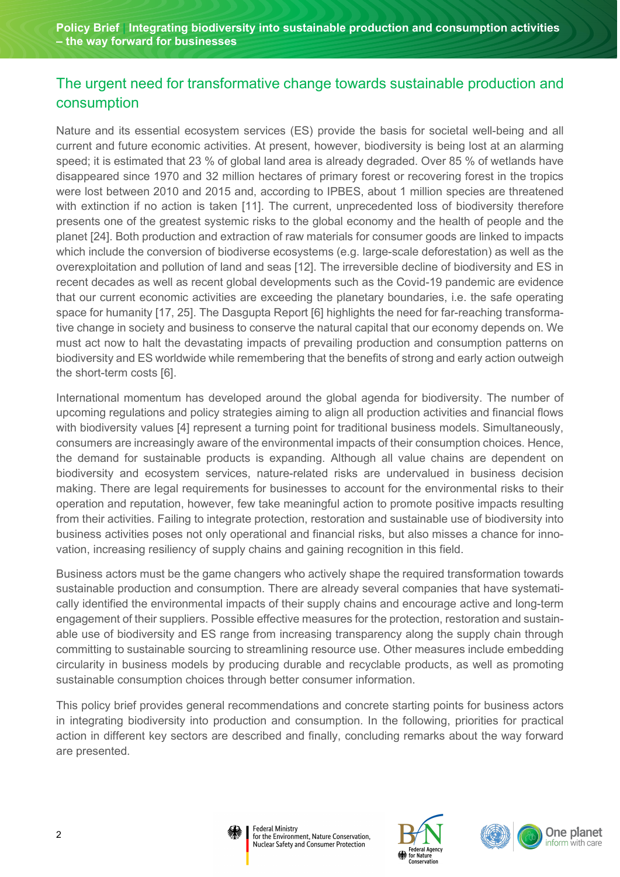## The urgent need for transformative change towards sustainable production and consumption

Nature and its essential ecosystem services (ES) provide the basis for societal well-being and all current and future economic activities. At present, however, biodiversity is being lost at an alarming speed; it is estimated that 23 % of global land area is already degraded. Over 85 % of wetlands have disappeared since 1970 and 32 million hectares of primary forest or recovering forest in the tropics were lost between 2010 and 2015 and, according to IPBES, about 1 million species are threatened with extinction if no action is taken [11]. The current, unprecedented loss of biodiversity therefore presents one of the greatest systemic risks to the global economy and the health of people and the planet [24]. Both production and extraction of raw materials for consumer goods are linked to impacts which include the conversion of biodiverse ecosystems (e.g. large-scale deforestation) as well as the overexploitation and pollution of land and seas [12]. The irreversible decline of biodiversity and ES in recent decades as well as recent global developments such as the Covid-19 pandemic are evidence that our current economic activities are exceeding the planetary boundaries, i.e. the safe operating space for humanity [17, 25]. The Dasgupta Report [6] highlights the need for far-reaching transformative change in society and business to conserve the natural capital that our economy depends on. We must act now to halt the devastating impacts of prevailing production and consumption patterns on biodiversity and ES worldwide while remembering that the benefits of strong and early action outweigh the short-term costs [6].

International momentum has developed around the global agenda for biodiversity. The number of upcoming regulations and policy strategies aiming to align all production activities and financial flows with biodiversity values [4] represent a turning point for traditional business models. Simultaneously, consumers are increasingly aware of the environmental impacts of their consumption choices. Hence, the demand for sustainable products is expanding. Although all value chains are dependent on biodiversity and ecosystem services, nature-related risks are undervalued in business decision making. There are legal requirements for businesses to account for the environmental risks to their operation and reputation, however, few take meaningful action to promote positive impacts resulting from their activities. Failing to integrate protection, restoration and sustainable use of biodiversity into business activities poses not only operational and financial risks, but also misses a chance for innovation, increasing resiliency of supply chains and gaining recognition in this field.

Business actors must be the game changers who actively shape the required transformation towards sustainable production and consumption. There are already several companies that have systematically identified the environmental impacts of their supply chains and encourage active and long-term engagement of their suppliers. Possible effective measures for the protection, restoration and sustainable use of biodiversity and ES range from increasing transparency along the supply chain through committing to sustainable sourcing to streamlining resource use. Other measures include embedding circularity in business models by producing durable and recyclable products, as well as promoting sustainable consumption choices through better consumer information.

This policy brief provides general recommendations and concrete starting points for business actors in integrating biodiversity into production and consumption. In the following, priorities for practical action in different key sectors are described and finally, concluding remarks about the way forward are presented.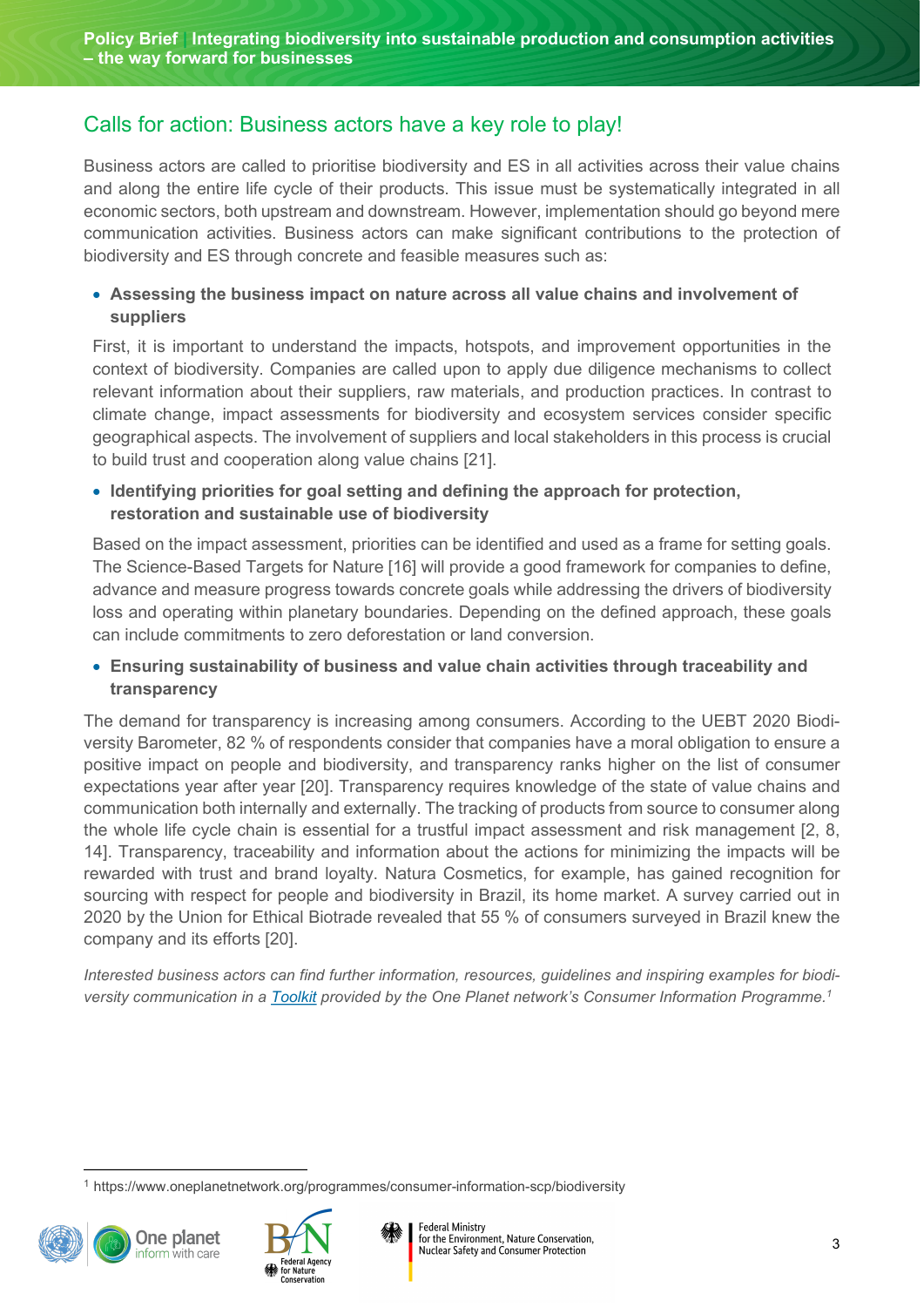## Calls for action: Business actors have a key role to play!

Business actors are called to prioritise biodiversity and ES in all activities across their value chains and along the entire life cycle of their products. This issue must be systematically integrated in all economic sectors, both upstream and downstream. However, implementation should go beyond mere communication activities. Business actors can make significant contributions to the protection of biodiversity and ES through concrete and feasible measures such as:

- **Assessing the business impact on nature across all value chains and involvement of suppliers**

  First, it is important to understand the impacts, hotspots, and improvement opportunities in the context of biodiversity. Companies are called upon to apply due diligence mechanisms to collect relevant information about their suppliers, raw materials, and production practices. In contrast to climate change, impact assessments for biodiversity and ecosystem services consider specific geographical aspects. The involvement of suppliers and local stakeholders in this process is crucial to build trust and cooperation along value chains [21].

- **Identifying priorities for goal setting and defining the approach for protection, restoration and sustainable use of biodiversity**

  Based on the impact assessment, priorities can be identified and used as a frame for setting goals. The Science-Based Targets for Nature [16] will provide a good framework for companies to define, advance and measure progress towards concrete goals while addressing the drivers of biodiversity loss and operating within planetary boundaries. Depending on the defined approach, these goals can include commitments to zero deforestation or land conversion.

- **Ensuring sustainability of business and value chain activities through traceability and transparency**

The demand for transparency is increasing among consumers. According to the UEBT 2020 Biodiversity Barometer, 82 % of respondents consider that companies have a moral obligation to ensure a positive impact on people and biodiversity, and transparency ranks higher on the list of consumer expectations year after year [20]. Transparency requires knowledge of the state of value chains and communication both internally and externally. The tracking of products from source to consumer along the whole life cycle chain is essential for a trustful impact assessment and risk management [2, 8, 14]. Transparency, traceability and information about the actions for minimizing the impacts will be rewarded with trust and brand loyalty. Natura Cosmetics, for example, has gained recognition for sourcing with respect for people and biodiversity in Brazil, its home market. A survey carried out in 2020 by the Union for Ethical Biotrade revealed that 55 % of consumers surveyed in Brazil knew the company and its efforts [20].

*Interested business actors can find further information, resources, guidelines and inspiring examples for biodiversity communication in a Toolkit provided by the One Planet network's Consumer Information Programme.*[1]

[1] https://www.oneplanetnetwork.org/programmes/consumer-information-scp/biodiversity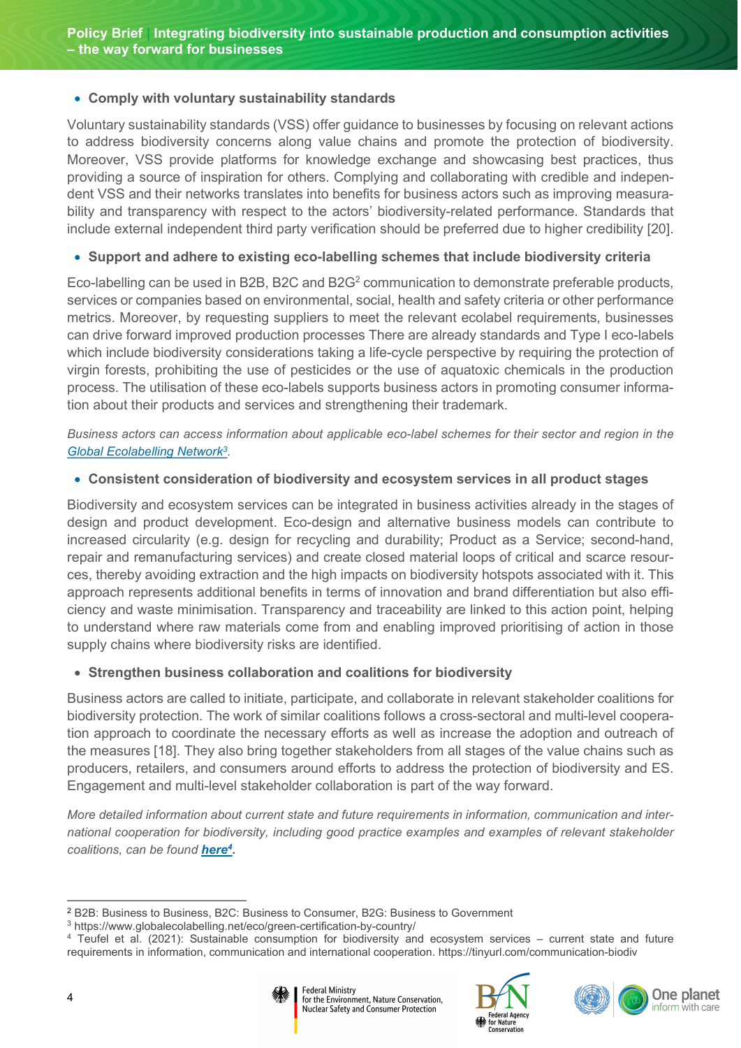- **Comply with voluntary sustainability standards**

Voluntary sustainability standards (VSS) offer guidance to businesses by focusing on relevant actions to address biodiversity concerns along value chains and promote the protection of biodiversity. Moreover, VSS provide platforms for knowledge exchange and showcasing best practices, thus providing a source of inspiration for others. Complying and collaborating with credible and independent VSS and their networks translates into benefits for business actors such as improving measurability and transparency with respect to the actors' biodiversity-related performance. Standards that include external independent third party verification should be preferred due to higher credibility [20].

- **Support and adhere to existing eco-labelling schemes that include biodiversity criteria**

Eco-labelling can be used in B2B, B2C and B2G[2] communication to demonstrate preferable products, services or companies based on environmental, social, health and safety criteria or other performance metrics. Moreover, by requesting suppliers to meet the relevant ecolabel requirements, businesses can drive forward improved production processes There are already standards and Type I eco-labels which include biodiversity considerations taking a life-cycle perspective by requiring the protection of virgin forests, prohibiting the use of pesticides or the use of aquatoxic chemicals in the production process. The utilisation of these eco-labels supports business actors in promoting consumer information about their products and services and strengthening their trademark.

*Business actors can access information about applicable eco-label schemes for their sector and region in the Global Ecolabelling Network[3].*

- **Consistent consideration of biodiversity and ecosystem services in all product stages**

Biodiversity and ecosystem services can be integrated in business activities already in the stages of design and product development. Eco-design and alternative business models can contribute to increased circularity (e.g. design for recycling and durability; Product as a Service; second-hand, repair and remanufacturing services) and create closed material loops of critical and scarce resources, thereby avoiding extraction and the high impacts on biodiversity hotspots associated with it. This approach represents additional benefits in terms of innovation and brand differentiation but also efficiency and waste minimisation. Transparency and traceability are linked to this action point, helping to understand where raw materials come from and enabling improved prioritising of action in those supply chains where biodiversity risks are identified.

- **Strengthen business collaboration and coalitions for biodiversity**

Business actors are called to initiate, participate, and collaborate in relevant stakeholder coalitions for biodiversity protection. The work of similar coalitions follows a cross-sectoral and multi-level cooperation approach to coordinate the necessary efforts as well as increase the adoption and outreach of the measures [18]. They also bring together stakeholders from all stages of the value chains such as producers, retailers, and consumers around efforts to address the protection of biodiversity and ES. Engagement and multi-level stakeholder collaboration is part of the way forward.

*More detailed information about current state and future requirements in information, communication and international cooperation for biodiversity, including good practice examples and examples of relevant stakeholder coalitions, can be found **here[4]**.*

---

[2] B2B: Business to Business, B2C: Business to Consumer, B2G: Business to Government

[3] https://www.globalecolabelling.net/eco/green-certification-by-country/

[4] Teufel et al. (2021): Sustainable consumption for biodiversity and ecosystem services – current state and future requirements in information, communication and international cooperation. https://tinyurl.com/communication-biodiv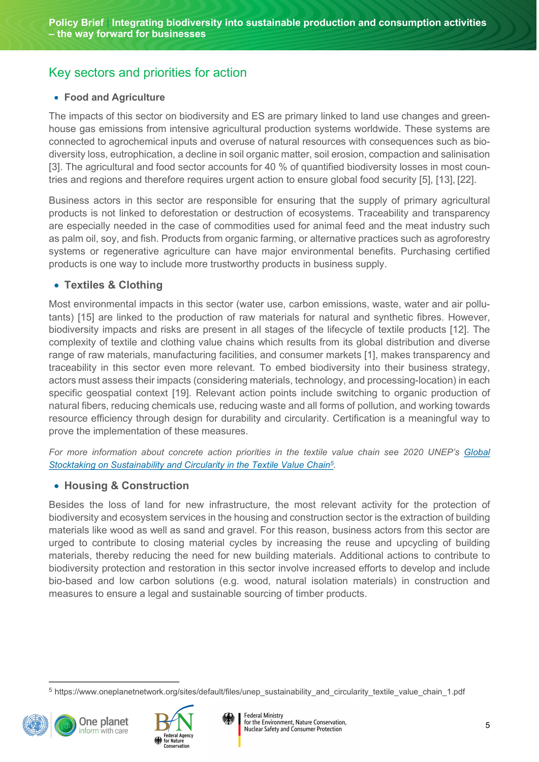## Key sectors and priorities for action

- **Food and Agriculture**

The impacts of this sector on biodiversity and ES are primary linked to land use changes and greenhouse gas emissions from intensive agricultural production systems worldwide. These systems are connected to agrochemical inputs and overuse of natural resources with consequences such as biodiversity loss, eutrophication, a decline in soil organic matter, soil erosion, compaction and salinisation [3]. The agricultural and food sector accounts for 40 % of quantified biodiversity losses in most countries and regions and therefore requires urgent action to ensure global food security [5], [13], [22].

Business actors in this sector are responsible for ensuring that the supply of primary agricultural products is not linked to deforestation or destruction of ecosystems. Traceability and transparency are especially needed in the case of commodities used for animal feed and the meat industry such as palm oil, soy, and fish. Products from organic farming, or alternative practices such as agroforestry systems or regenerative agriculture can have major environmental benefits. Purchasing certified products is one way to include more trustworthy products in business supply.

- **Textiles & Clothing**

Most environmental impacts in this sector (water use, carbon emissions, waste, water and air pollutants) [15] are linked to the production of raw materials for natural and synthetic fibres. However, biodiversity impacts and risks are present in all stages of the lifecycle of textile products [12]. The complexity of textile and clothing value chains which results from its global distribution and diverse range of raw materials, manufacturing facilities, and consumer markets [1], makes transparency and traceability in this sector even more relevant. To embed biodiversity into their business strategy, actors must assess their impacts (considering materials, technology, and processing-location) in each specific geospatial context [19]. Relevant action points include switching to organic production of natural fibers, reducing chemicals use, reducing waste and all forms of pollution, and working towards resource efficiency through design for durability and circularity. Certification is a meaningful way to prove the implementation of these measures.

*For more information about concrete action priorities in the textile value chain see 2020 UNEP's Global Stocktaking on Sustainability and Circularity in the Textile Value Chain[5].*

- **Housing & Construction**

Besides the loss of land for new infrastructure, the most relevant activity for the protection of biodiversity and ecosystem services in the housing and construction sector is the extraction of building materials like wood as well as sand and gravel. For this reason, business actors from this sector are urged to contribute to closing material cycles by increasing the reuse and upcycling of building materials, thereby reducing the need for new building materials. Additional actions to contribute to biodiversity protection and restoration in this sector involve increased efforts to develop and include bio-based and low carbon solutions (e.g. wood, natural isolation materials) in construction and measures to ensure a legal and sustainable sourcing of timber products.

---

[5] https://www.oneplanetnetwork.org/sites/default/files/unep_sustainability_and_circularity_textile_value_chain_1.pdf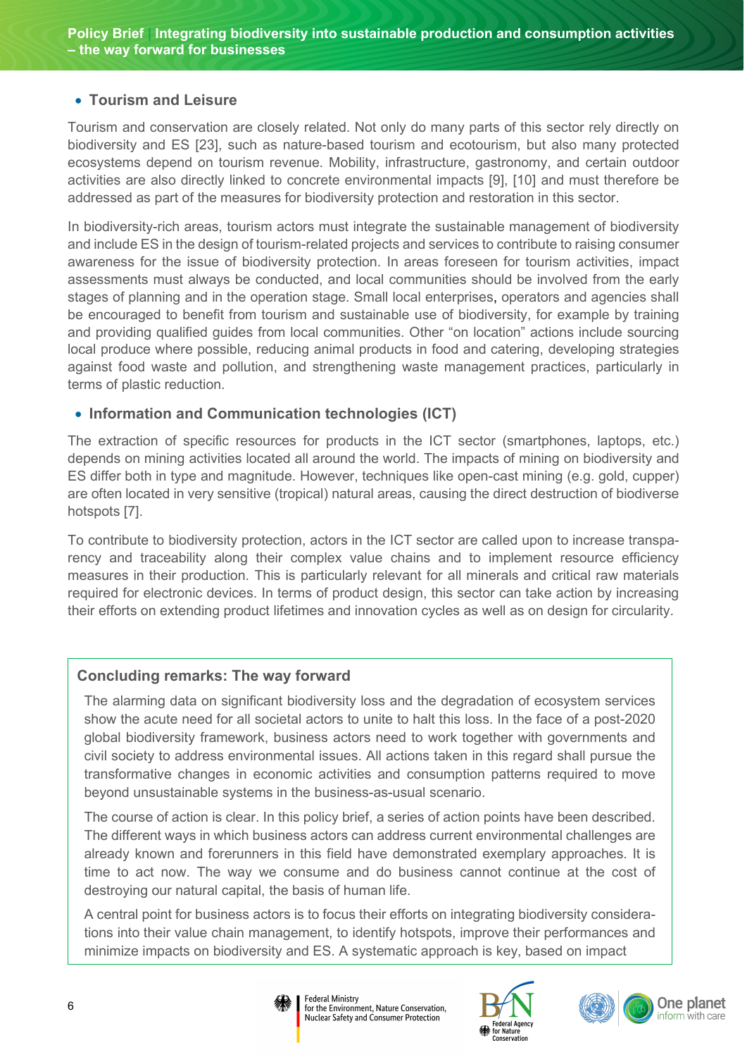- **Tourism and Leisure**

Tourism and conservation are closely related. Not only do many parts of this sector rely directly on biodiversity and ES [23], such as nature-based tourism and ecotourism, but also many protected ecosystems depend on tourism revenue. Mobility, infrastructure, gastronomy, and certain outdoor activities are also directly linked to concrete environmental impacts [9], [10] and must therefore be addressed as part of the measures for biodiversity protection and restoration in this sector.

In biodiversity-rich areas, tourism actors must integrate the sustainable management of biodiversity and include ES in the design of tourism-related projects and services to contribute to raising consumer awareness for the issue of biodiversity protection. In areas foreseen for tourism activities, impact assessments must always be conducted, and local communities should be involved from the early stages of planning and in the operation stage. Small local enterprises, operators and agencies shall be encouraged to benefit from tourism and sustainable use of biodiversity, for example by training and providing qualified guides from local communities. Other "on location" actions include sourcing local produce where possible, reducing animal products in food and catering, developing strategies against food waste and pollution, and strengthening waste management practices, particularly in terms of plastic reduction.

- **Information and Communication technologies (ICT)**

The extraction of specific resources for products in the ICT sector (smartphones, laptops, etc.) depends on mining activities located all around the world. The impacts of mining on biodiversity and ES differ both in type and magnitude. However, techniques like open-cast mining (e.g. gold, cupper) are often located in very sensitive (tropical) natural areas, causing the direct destruction of biodiverse hotspots [7].

To contribute to biodiversity protection, actors in the ICT sector are called upon to increase transparency and traceability along their complex value chains and to implement resource efficiency measures in their production. This is particularly relevant for all minerals and critical raw materials required for electronic devices. In terms of product design, this sector can take action by increasing their efforts on extending product lifetimes and innovation cycles as well as on design for circularity.

**Concluding remarks: The way forward**

The alarming data on significant biodiversity loss and the degradation of ecosystem services show the acute need for all societal actors to unite to halt this loss. In the face of a post-2020 global biodiversity framework, business actors need to work together with governments and civil society to address environmental issues. All actions taken in this regard shall pursue the transformative changes in economic activities and consumption patterns required to move beyond unsustainable systems in the business-as-usual scenario.

The course of action is clear. In this policy brief, a series of action points have been described. The different ways in which business actors can address current environmental challenges are already known and forerunners in this field have demonstrated exemplary approaches. It is time to act now. The way we consume and do business cannot continue at the cost of destroying our natural capital, the basis of human life.

A central point for business actors is to focus their efforts on integrating biodiversity considerations into their value chain management, to identify hotspots, improve their performances and minimize impacts on biodiversity and ES. A systematic approach is key, based on impact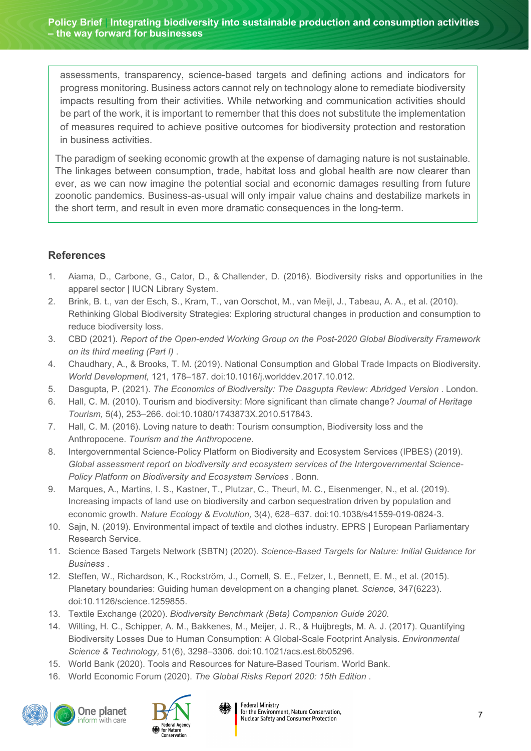assessments, transparency, science-based targets and defining actions and indicators for progress monitoring. Business actors cannot rely on technology alone to remediate biodiversity impacts resulting from their activities. While networking and communication activities should be part of the work, it is important to remember that this does not substitute the implementation of measures required to achieve positive outcomes for biodiversity protection and restoration in business activities.

The paradigm of seeking economic growth at the expense of damaging nature is not sustainable. The linkages between consumption, trade, habitat loss and global health are now clearer than ever, as we can now imagine the potential social and economic damages resulting from future zoonotic pandemics. Business-as-usual will only impair value chains and destabilize markets in the short term, and result in even more dramatic consequences in the long-term.

## References

1. Aiama, D., Carbone, G., Cator, D., & Challender, D. (2016). Biodiversity risks and opportunities in the apparel sector | IUCN Library System.
2. Brink, B. t., van der Esch, S., Kram, T., van Oorschot, M., van Meijl, J., Tabeau, A. A., et al. (2010). Rethinking Global Biodiversity Strategies: Exploring structural changes in production and consumption to reduce biodiversity loss.
3. CBD (2021). *Report of the Open-ended Working Group on the Post-2020 Global Biodiversity Framework on its third meeting (Part I)* .
4. Chaudhary, A., & Brooks, T. M. (2019). National Consumption and Global Trade Impacts on Biodiversity. *World Development,* 121, 178–187. doi:10.1016/j.worlddev.2017.10.012.
5. Dasgupta, P. (2021). *The Economics of Biodiversity: The Dasgupta Review: Abridged Version* . London.
6. Hall, C. M. (2010). Tourism and biodiversity: More significant than climate change? *Journal of Heritage Tourism,* 5(4), 253–266. doi:10.1080/1743873X.2010.517843.
7. Hall, C. M. (2016). Loving nature to death: Tourism consumption, Biodiversity loss and the Anthropocene. *Tourism and the Anthropocene*.
8. Intergovernmental Science-Policy Platform on Biodiversity and Ecosystem Services (IPBES) (2019). *Global assessment report on biodiversity and ecosystem services of the Intergovernmental Science-Policy Platform on Biodiversity and Ecosystem Services* . Bonn.
9. Marques, A., Martins, I. S., Kastner, T., Plutzar, C., Theurl, M. C., Eisenmenger, N., et al. (2019). Increasing impacts of land use on biodiversity and carbon sequestration driven by population and economic growth. *Nature Ecology & Evolution,* 3(4), 628–637. doi:10.1038/s41559-019-0824-3.
10. Sajn, N. (2019). Environmental impact of textile and clothes industry. EPRS | European Parliamentary Research Service.
11. Science Based Targets Network (SBTN) (2020). *Science-Based Targets for Nature: Initial Guidance for Business* .
12. Steffen, W., Richardson, K., Rockström, J., Cornell, S. E., Fetzer, I., Bennett, E. M., et al. (2015). Planetary boundaries: Guiding human development on a changing planet. *Science,* 347(6223). doi:10.1126/science.1259855.
13. Textile Exchange (2020). *Biodiversity Benchmark (Beta) Companion Guide 2020.*
14. Wilting, H. C., Schipper, A. M., Bakkenes, M., Meijer, J. R., & Huijbregts, M. A. J. (2017). Quantifying Biodiversity Losses Due to Human Consumption: A Global-Scale Footprint Analysis. *Environmental Science & Technology,* 51(6), 3298–3306. doi:10.1021/acs.est.6b05296.
15. World Bank (2020). Tools and Resources for Nature-Based Tourism. World Bank.
16. World Economic Forum (2020). *The Global Risks Report 2020: 15th Edition* .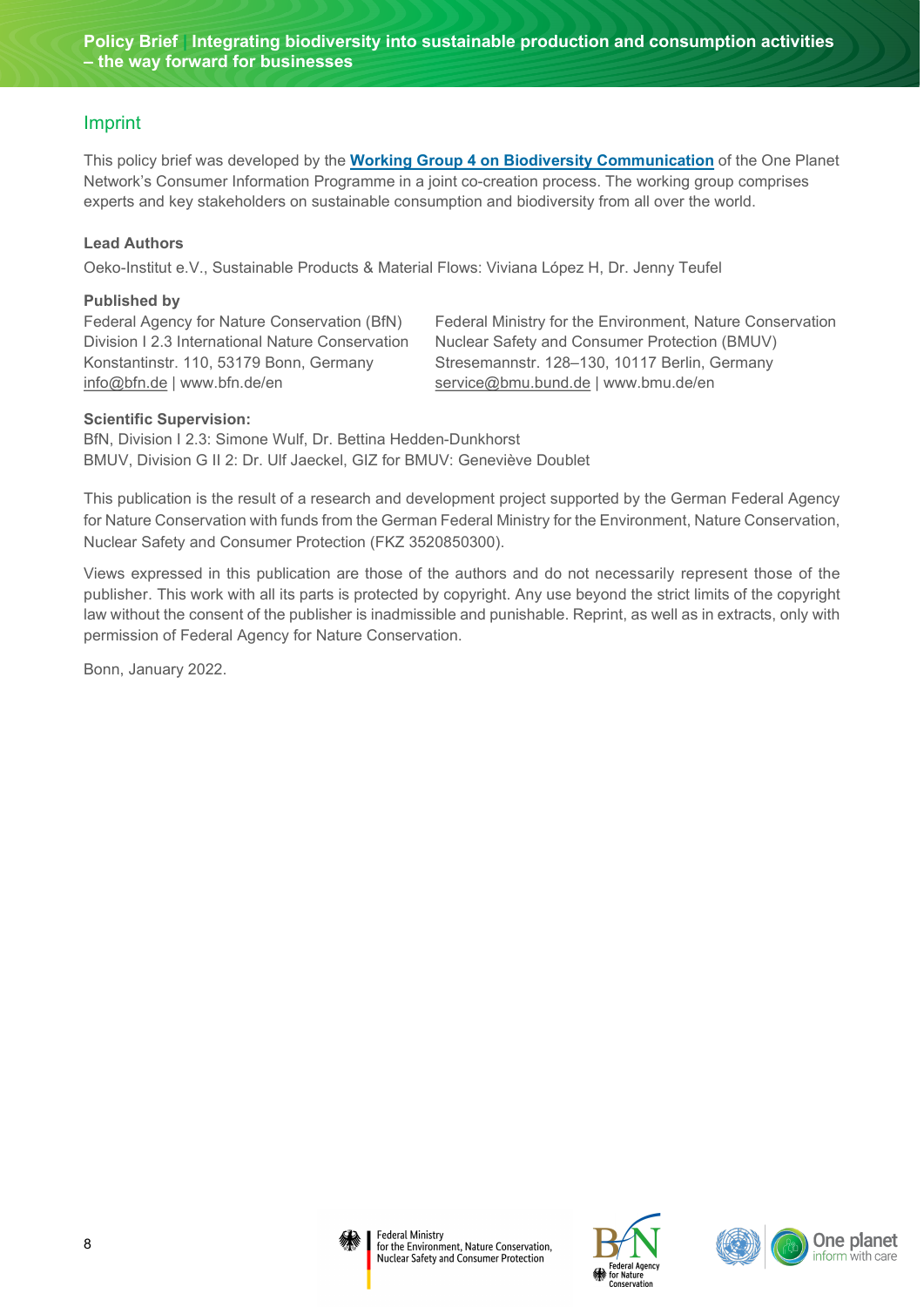## Imprint

This policy brief was developed by the **Working Group 4 on Biodiversity Communication** of the One Planet Network's Consumer Information Programme in a joint co-creation process. The working group comprises experts and key stakeholders on sustainable consumption and biodiversity from all over the world.

**Lead Authors**

Oeko-Institut e.V., Sustainable Products & Material Flows: Viviana López H, Dr. Jenny Teufel

**Published by**

Federal Agency for Nature Conservation (BfN)
Division I 2.3 International Nature Conservation
Konstantinstr. 110, 53179 Bonn, Germany
info@bfn.de | www.bfn.de/en

Federal Ministry for the Environment, Nature Conservation Nuclear Safety and Consumer Protection (BMUV)
Stresemannstr. 128–130, 10117 Berlin, Germany
service@bmu.bund.de | www.bmu.de/en

**Scientific Supervision:**

BfN, Division I 2.3: Simone Wulf, Dr. Bettina Hedden-Dunkhorst
BMUV, Division G II 2: Dr. Ulf Jaeckel, GIZ for BMUV: Geneviève Doublet

This publication is the result of a research and development project supported by the German Federal Agency for Nature Conservation with funds from the German Federal Ministry for the Environment, Nature Conservation, Nuclear Safety and Consumer Protection (FKZ 3520850300).

Views expressed in this publication are those of the authors and do not necessarily represent those of the publisher. This work with all its parts is protected by copyright. Any use beyond the strict limits of the copyright law without the consent of the publisher is inadmissible and punishable. Reprint, as well as in extracts, only with permission of Federal Agency for Nature Conservation.

Bonn, January 2022.